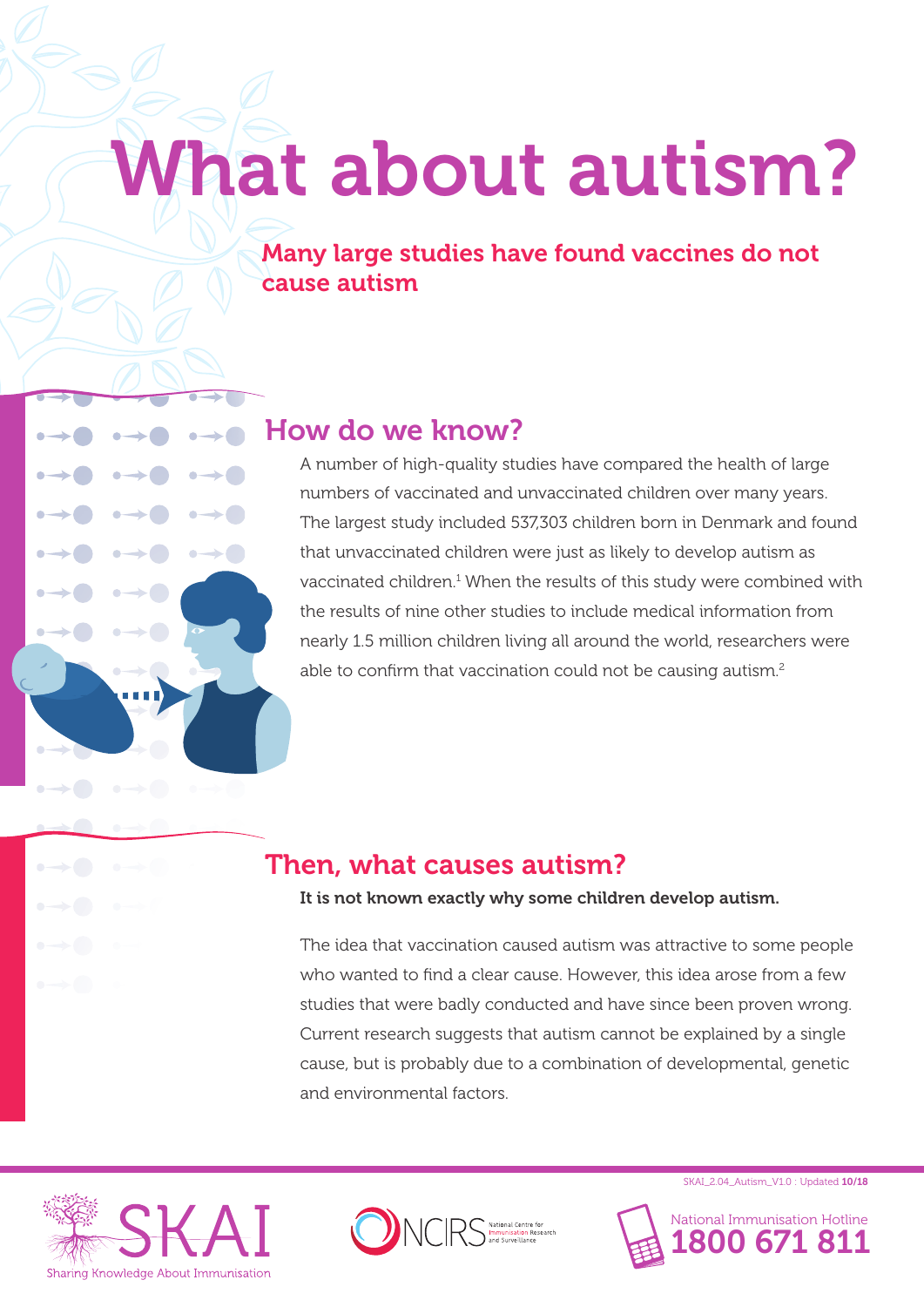# What about autism?

## Many large studies have found vaccines do not cause autism

## How do we know?

A number of high-quality studies have compared the health of large numbers of vaccinated and unvaccinated children over many years. The largest study included 537,303 children born in Denmark and found that unvaccinated children were just as likely to develop autism as vaccinated children.[1] When the results of this study were combined with the results of nine other studies to include medical information from nearly 1.5 million children living all around the world, researchers were able to confirm that vaccination could not be causing autism.[2]

## Then, what causes autism?

**It is not known exactly why some children develop autism.**

The idea that vaccination caused autism was attractive to some people who wanted to find a clear cause. However, this idea arose from a few studies that were badly conducted and have since been proven wrong. Current research suggests that autism cannot be explained by a single cause, but is probably due to a combination of developmental, genetic and environmental factors.

SKAI_2.04_Autism_V1.0 : Updated **10/18**

SKAI Sharing Knowledge About Immunisation

NCIRS National Centre for Immunisation Research and Surveillance

National Immunisation Hotline **1800 671 811**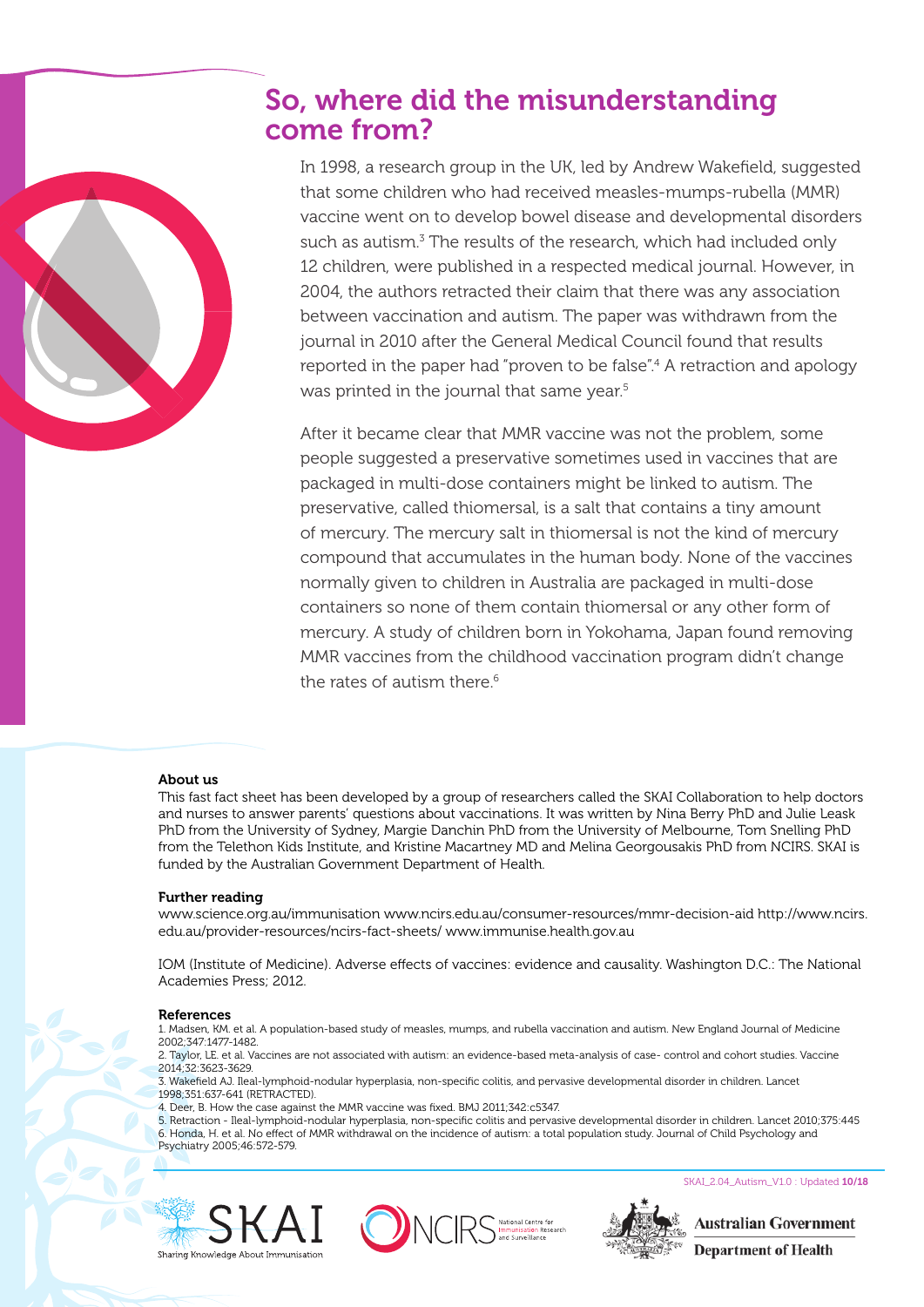## So, where did the misunderstanding come from?

In 1998, a research group in the UK, led by Andrew Wakefield, suggested that some children who had received measles-mumps-rubella (MMR) vaccine went on to develop bowel disease and developmental disorders such as autism.[3] The results of the research, which had included only 12 children, were published in a respected medical journal. However, in 2004, the authors retracted their claim that there was any association between vaccination and autism. The paper was withdrawn from the journal in 2010 after the General Medical Council found that results reported in the paper had "proven to be false".[4] A retraction and apology was printed in the journal that same year.[5]

After it became clear that MMR vaccine was not the problem, some people suggested a preservative sometimes used in vaccines that are packaged in multi-dose containers might be linked to autism. The preservative, called thiomersal, is a salt that contains a tiny amount of mercury. The mercury salt in thiomersal is not the kind of mercury compound that accumulates in the human body. None of the vaccines normally given to children in Australia are packaged in multi-dose containers so none of them contain thiomersal or any other form of mercury. A study of children born in Yokohama, Japan found removing MMR vaccines from the childhood vaccination program didn't change the rates of autism there.[6]

**About us**

This fast fact sheet has been developed by a group of researchers called the SKAI Collaboration to help doctors and nurses to answer parents' questions about vaccinations. It was written by Nina Berry PhD and Julie Leask PhD from the University of Sydney, Margie Danchin PhD from the University of Melbourne, Tom Snelling PhD from the Telethon Kids Institute, and Kristine Macartney MD and Melina Georgousakis PhD from NCIRS. SKAI is funded by the Australian Government Department of Health.

**Further reading**

www.science.org.au/immunisation www.ncirs.edu.au/consumer-resources/mmr-decision-aid http://www.ncirs.edu.au/provider-resources/ncirs-fact-sheets/ www.immunise.health.gov.au

IOM (Institute of Medicine). Adverse effects of vaccines: evidence and causality. Washington D.C.: The National Academies Press; 2012.

**References**

1. Madsen, KM. et al. A population-based study of measles, mumps, and rubella vaccination and autism. New England Journal of Medicine 2002;347:1477-1482.
2. Taylor, LE. et al. Vaccines are not associated with autism: an evidence-based meta-analysis of case- control and cohort studies. Vaccine 2014;32:3623-3629.
3. Wakefield AJ. Ileal-lymphoid-nodular hyperplasia, non-specific colitis, and pervasive developmental disorder in children. Lancet 1998;351:637-641 (RETRACTED).
4. Deer, B. How the case against the MMR vaccine was fixed. BMJ 2011;342:c5347.
5. Retraction - Ileal-lymphoid-nodular hyperplasia, non-specific colitis and pervasive developmental disorder in children. Lancet 2010;375:445
6. Honda, H. et al. No effect of MMR withdrawal on the incidence of autism: a total population study. Journal of Child Psychology and Psychiatry 2005;46:572-579.

SKAI_2.04_Autism_V1.0 : Updated **10/18**

SKAI Sharing Knowledge About Immunisation

NCIRS National Centre for Immunisation Research and Surveillance

Australian Government Department of Health